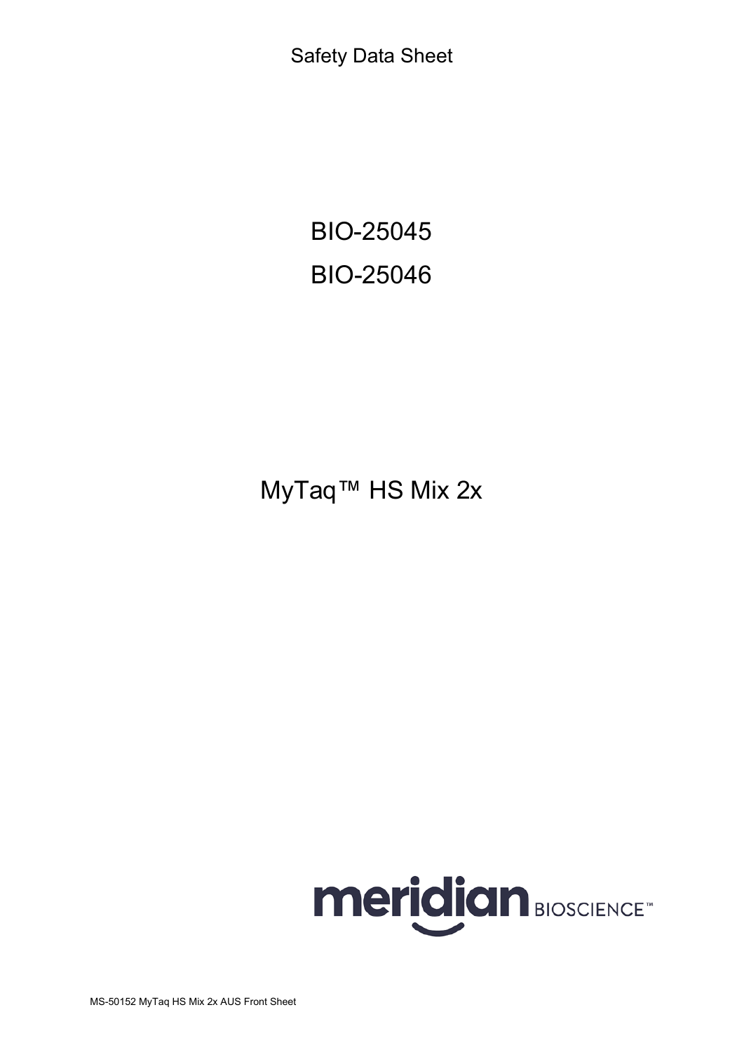Safety Data Sheet

# BIO-25045

# BIO-25046

# MyTaq™ HS Mix 2x

meridian BIOSCIENCE™

MS-50152 MyTaq HS Mix 2x AUS Front Sheet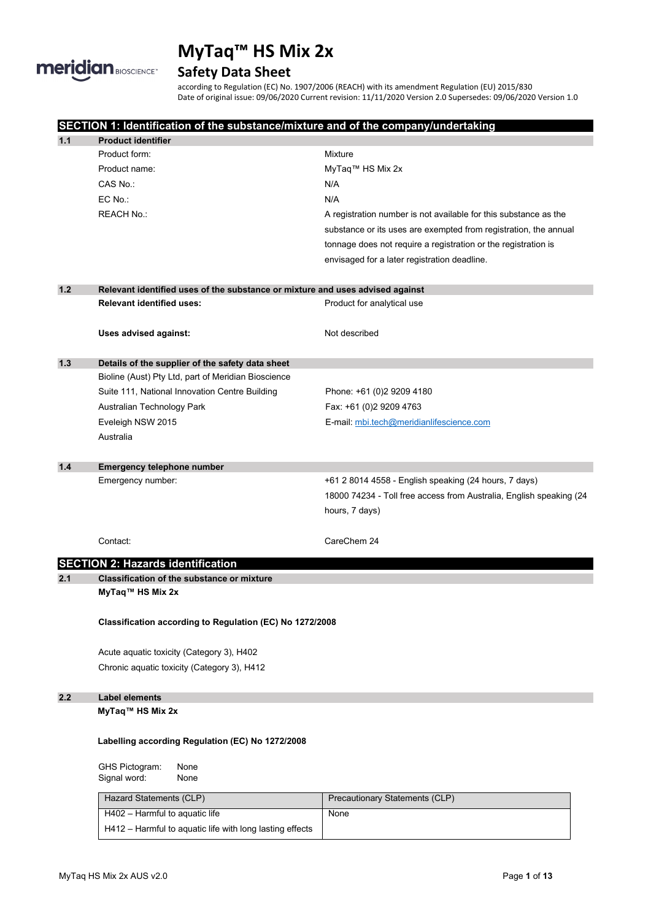# MyTaq™ HS Mix 2x

## Safety Data Sheet

according to Regulation (EC) No. 1907/2006 (REACH) with its amendment Regulation (EU) 2015/830
Date of original issue: 09/06/2020 Current revision: 11/11/2020 Version 2.0 Supersedes: 09/06/2020 Version 1.0

## SECTION 1: Identification of the substance/mixture and of the company/undertaking

### 1.1 Product identifier

| | |
|---|---|
| Product form: | Mixture |
| Product name: | MyTaq™ HS Mix 2x |
| CAS No.: | N/A |
| EC No.: | N/A |
| REACH No.: | A registration number is not available for this substance as the substance or its uses are exempted from registration, the annual tonnage does not require a registration or the registration is envisaged for a later registration deadline. |

### 1.2 Relevant identified uses of the substance or mixture and uses advised against

**Relevant identified uses:** Product for analytical use

**Uses advised against:** Not described

### 1.3 Details of the supplier of the safety data sheet

Bioline (Aust) Pty Ltd, part of Meridian Bioscience
Suite 111, National Innovation Centre Building
Australian Technology Park
Eveleigh NSW 2015
Australia

Phone: +61 (0)2 9209 4180
Fax: +61 (0)2 9209 4763
E-mail: mbi.tech@meridianlifescience.com

### 1.4 Emergency telephone number

Emergency number: +61 2 8014 4558 - English speaking (24 hours, 7 days)
18000 74234 - Toll free access from Australia, English speaking (24 hours, 7 days)

Contact: CareChem 24

## SECTION 2: Hazards identification

### 2.1 Classification of the substance or mixture

**MyTaq™ HS Mix 2x**

**Classification according to Regulation (EC) No 1272/2008**

Acute aquatic toxicity (Category 3), H402
Chronic aquatic toxicity (Category 3), H412

### 2.2 Label elements

**MyTaq™ HS Mix 2x**

**Labelling according Regulation (EC) No 1272/2008**

GHS Pictogram: None
Signal word: None

| Hazard Statements (CLP) | Precautionary Statements (CLP) |
|---|---|
| H402 – Harmful to aquatic life | None |
| H412 – Harmful to aquatic life with long lasting effects | |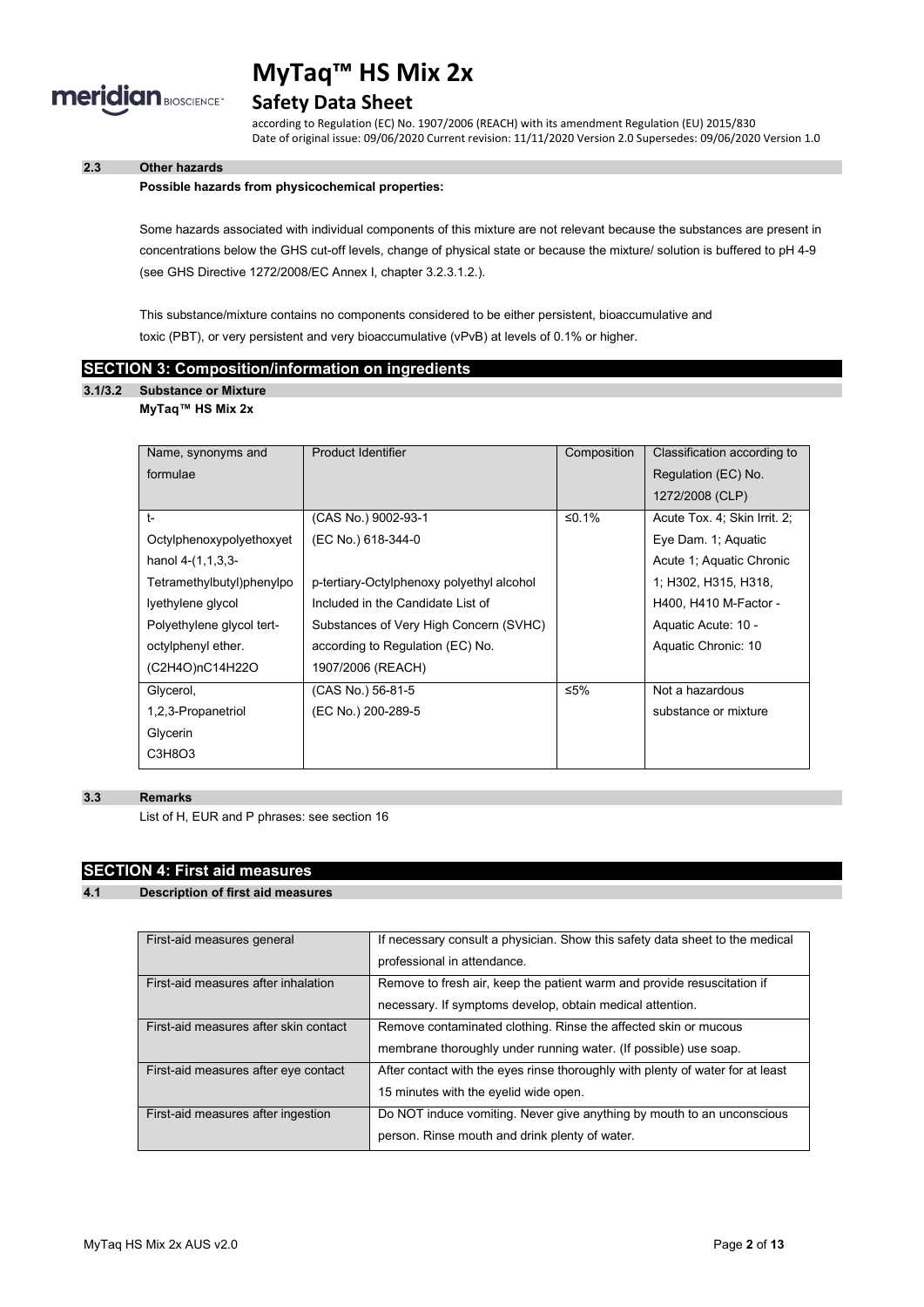### 2.3 Other hazards

**Possible hazards from physicochemical properties:**

Some hazards associated with individual components of this mixture are not relevant because the substances are present in concentrations below the GHS cut-off levels, change of physical state or because the mixture/ solution is buffered to pH 4-9 (see GHS Directive 1272/2008/EC Annex I, chapter 3.2.3.1.2.).

This substance/mixture contains no components considered to be either persistent, bioaccumulative and toxic (PBT), or very persistent and very bioaccumulative (vPvB) at levels of 0.1% or higher.

## SECTION 3: Composition/information on ingredients

### 3.1/3.2 Substance or Mixture

**MyTaq™ HS Mix 2x**

| Name, synonyms and formulae | Product Identifier | Composition | Classification according to Regulation (EC) No. 1272/2008 (CLP) |
|---|---|---|---|
| t-Octylphenoxypolyethoxyethanol 4-(1,1,3,3-Tetramethylbutyl)phenylpolyethylene glycol Polyethylene glycol tert-octylphenyl ether. $(C_2H_4O)_nC_{14}H_{22}O$ | (CAS No.) 9002-93-1 (EC No.) 618-344-0 p-tertiary-Octylphenoxy polyethyl alcohol Included in the Candidate List of Substances of Very High Concern (SVHC) according to Regulation (EC) No. 1907/2006 (REACH) | ≤0.1% | Acute Tox. 4; Skin Irrit. 2; Eye Dam. 1; Aquatic Acute 1; Aquatic Chronic 1; H302, H315, H318, H400, H410 M-Factor - Aquatic Acute: 10 - Aquatic Chronic: 10 |
| Glycerol, 1,2,3-Propanetriol Glycerin $C_3H_8O_3$ | (CAS No.) 56-81-5 (EC No.) 200-289-5 | ≤5% | Not a hazardous substance or mixture |

### 3.3 Remarks

List of H, EUR and P phrases: see section 16

## SECTION 4: First aid measures

### 4.1 Description of first aid measures

| | |
|---|---|
| First-aid measures general | If necessary consult a physician. Show this safety data sheet to the medical professional in attendance. |
| First-aid measures after inhalation | Remove to fresh air, keep the patient warm and provide resuscitation if necessary. If symptoms develop, obtain medical attention. |
| First-aid measures after skin contact | Remove contaminated clothing. Rinse the affected skin or mucous membrane thoroughly under running water. (If possible) use soap. |
| First-aid measures after eye contact | After contact with the eyes rinse thoroughly with plenty of water for at least 15 minutes with the eyelid wide open. |
| First-aid measures after ingestion | Do NOT induce vomiting. Never give anything by mouth to an unconscious person. Rinse mouth and drink plenty of water. |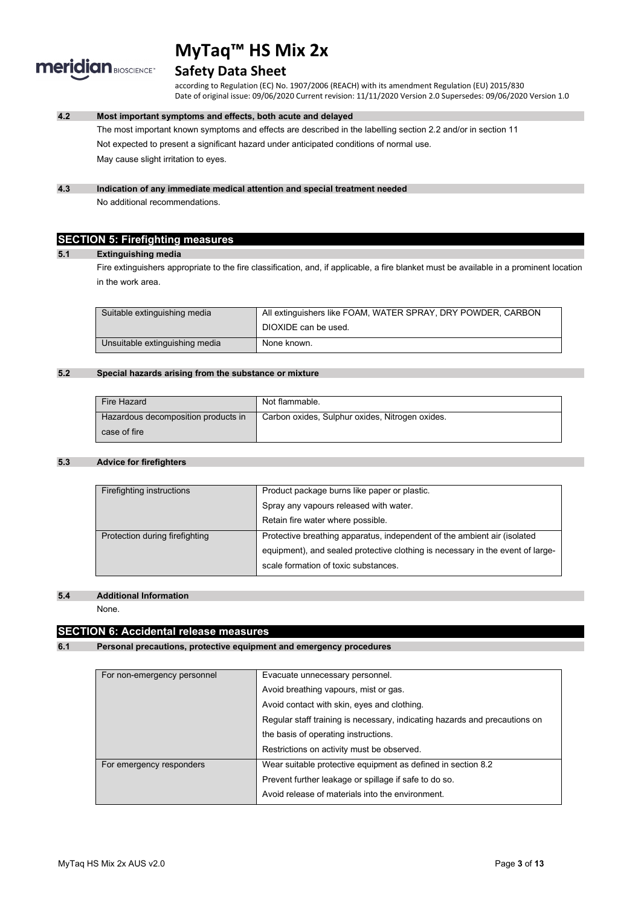### 4.2 Most important symptoms and effects, both acute and delayed

The most important known symptoms and effects are described in the labelling section 2.2 and/or in section 11

Not expected to present a significant hazard under anticipated conditions of normal use.

May cause slight irritation to eyes.

### 4.3 Indication of any immediate medical attention and special treatment needed

No additional recommendations.

## SECTION 5: Firefighting measures

### 5.1 Extinguishing media

Fire extinguishers appropriate to the fire classification, and, if applicable, a fire blanket must be available in a prominent location in the work area.

| | |
|---|---|
| Suitable extinguishing media | All extinguishers like FOAM, WATER SPRAY, DRY POWDER, CARBON DIOXIDE can be used. |
| Unsuitable extinguishing media | None known. |

### 5.2 Special hazards arising from the substance or mixture

| | |
|---|---|
| Fire Hazard | Not flammable. |
| Hazardous decomposition products in case of fire | Carbon oxides, Sulphur oxides, Nitrogen oxides. |

### 5.3 Advice for firefighters

| | |
|---|---|
| Firefighting instructions | Product package burns like paper or plastic.<br>Spray any vapours released with water.<br>Retain fire water where possible. |
| Protection during firefighting | Protective breathing apparatus, independent of the ambient air (isolated equipment), and sealed protective clothing is necessary in the event of large-scale formation of toxic substances. |

### 5.4 Additional Information

None.

## SECTION 6: Accidental release measures

### 6.1 Personal precautions, protective equipment and emergency procedures

| | |
|---|---|
| For non-emergency personnel | Evacuate unnecessary personnel.<br>Avoid breathing vapours, mist or gas.<br>Avoid contact with skin, eyes and clothing.<br>Regular staff training is necessary, indicating hazards and precautions on the basis of operating instructions.<br>Restrictions on activity must be observed. |
| For emergency responders | Wear suitable protective equipment as defined in section 8.2<br>Prevent further leakage or spillage if safe to do so.<br>Avoid release of materials into the environment. |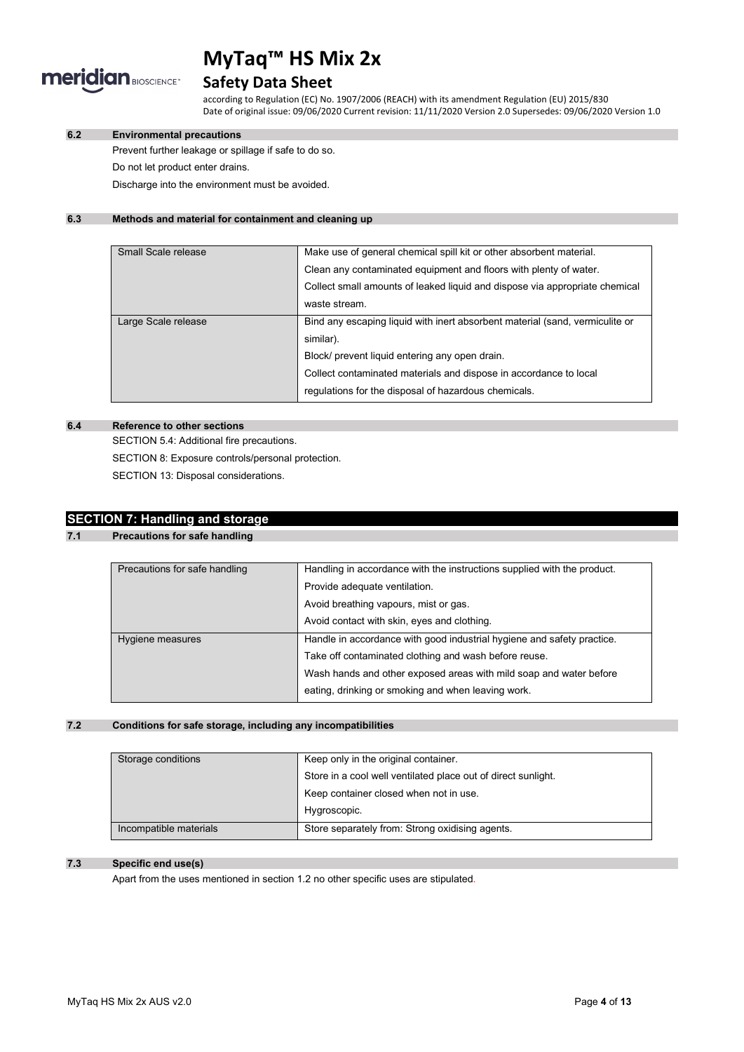### 6.2 Environmental precautions

Prevent further leakage or spillage if safe to do so.

Do not let product enter drains.

Discharge into the environment must be avoided.

### 6.3 Methods and material for containment and cleaning up

| | |
|---|---|
| Small Scale release | Make use of general chemical spill kit or other absorbent material.<br>Clean any contaminated equipment and floors with plenty of water.<br>Collect small amounts of leaked liquid and dispose via appropriate chemical waste stream. |
| Large Scale release | Bind any escaping liquid with inert absorbent material (sand, vermiculite or similar).<br>Block/ prevent liquid entering any open drain.<br>Collect contaminated materials and dispose in accordance to local regulations for the disposal of hazardous chemicals. |

### 6.4 Reference to other sections

SECTION 5.4: Additional fire precautions.

SECTION 8: Exposure controls/personal protection.

SECTION 13: Disposal considerations.

## SECTION 7: Handling and storage

### 7.1 Precautions for safe handling

| | |
|---|---|
| Precautions for safe handling | Handling in accordance with the instructions supplied with the product.<br>Provide adequate ventilation.<br>Avoid breathing vapours, mist or gas.<br>Avoid contact with skin, eyes and clothing. |
| Hygiene measures | Handle in accordance with good industrial hygiene and safety practice.<br>Take off contaminated clothing and wash before reuse.<br>Wash hands and other exposed areas with mild soap and water before eating, drinking or smoking and when leaving work. |

### 7.2 Conditions for safe storage, including any incompatibilities

| | |
|---|---|
| Storage conditions | Keep only in the original container.<br>Store in a cool well ventilated place out of direct sunlight.<br>Keep container closed when not in use.<br>Hygroscopic. |
| Incompatible materials | Store separately from: Strong oxidising agents. |

### 7.3 Specific end use(s)

Apart from the uses mentioned in section 1.2 no other specific uses are stipulated.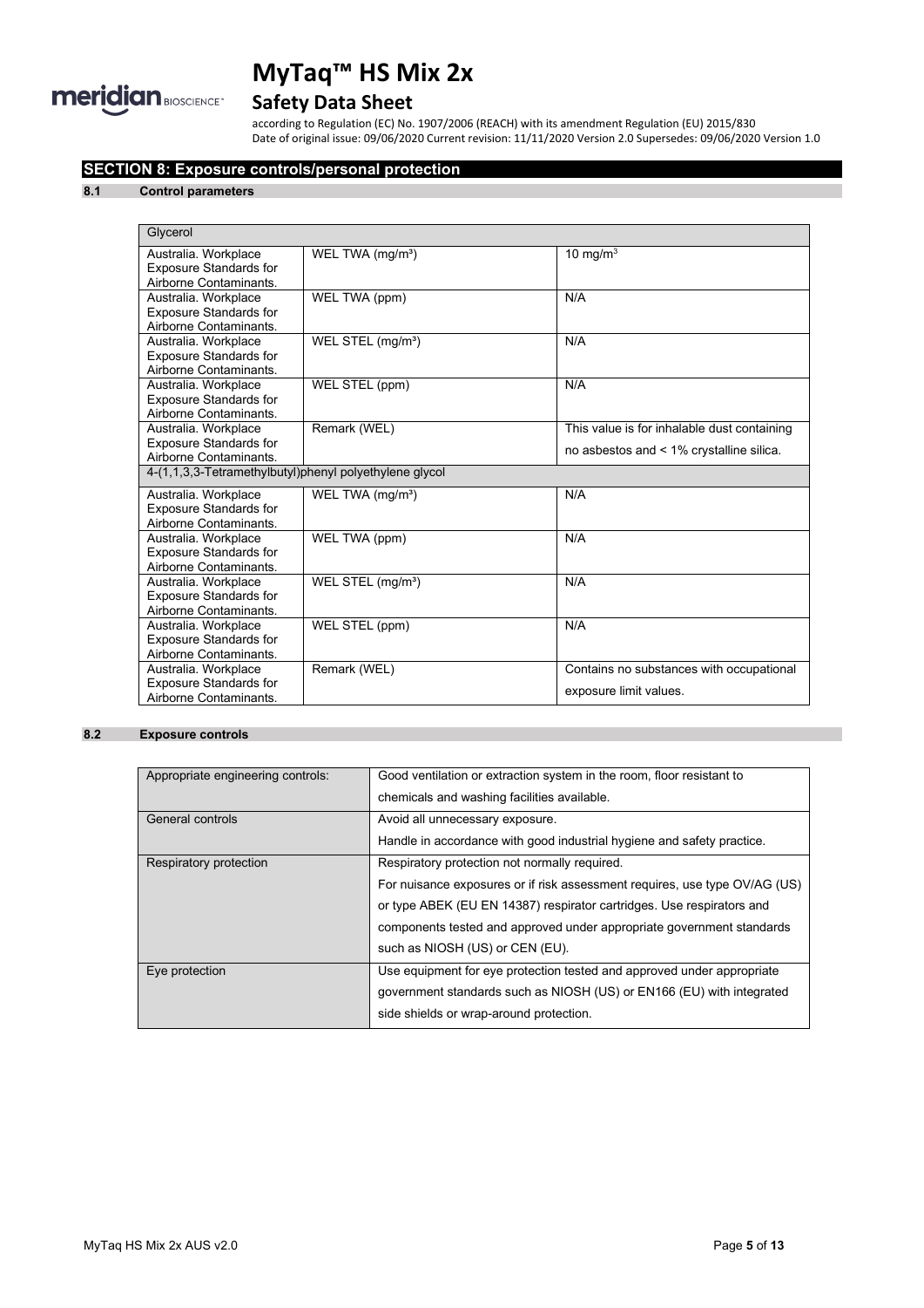## SECTION 8: Exposure controls/personal protection

### 8.1 Control parameters

| Glycerol | | |
|---|---|---|
| Australia. Workplace Exposure Standards for Airborne Contaminants. | WEL TWA (mg/m³) | 10 mg/m³ |
| Australia. Workplace Exposure Standards for Airborne Contaminants. | WEL TWA (ppm) | N/A |
| Australia. Workplace Exposure Standards for Airborne Contaminants. | WEL STEL (mg/m³) | N/A |
| Australia. Workplace Exposure Standards for Airborne Contaminants. | WEL STEL (ppm) | N/A |
| Australia. Workplace Exposure Standards for Airborne Contaminants. | Remark (WEL) | This value is for inhalable dust containing no asbestos and < 1% crystalline silica. |
| **4-(1,1,3,3-Tetramethylbutyl)phenyl polyethylene glycol** | | |
| Australia. Workplace Exposure Standards for Airborne Contaminants. | WEL TWA (mg/m³) | N/A |
| Australia. Workplace Exposure Standards for Airborne Contaminants. | WEL TWA (ppm) | N/A |
| Australia. Workplace Exposure Standards for Airborne Contaminants. | WEL STEL (mg/m³) | N/A |
| Australia. Workplace Exposure Standards for Airborne Contaminants. | WEL STEL (ppm) | N/A |
| Australia. Workplace Exposure Standards for Airborne Contaminants. | Remark (WEL) | Contains no substances with occupational exposure limit values. |

### 8.2 Exposure controls

| | |
|---|---|
| Appropriate engineering controls: | Good ventilation or extraction system in the room, floor resistant to chemicals and washing facilities available. |
| General controls | Avoid all unnecessary exposure.<br>Handle in accordance with good industrial hygiene and safety practice. |
| Respiratory protection | Respiratory protection not normally required.<br>For nuisance exposures or if risk assessment requires, use type OV/AG (US) or type ABEK (EU EN 14387) respirator cartridges. Use respirators and components tested and approved under appropriate government standards such as NIOSH (US) or CEN (EU). |
| Eye protection | Use equipment for eye protection tested and approved under appropriate government standards such as NIOSH (US) or EN166 (EU) with integrated side shields or wrap-around protection. |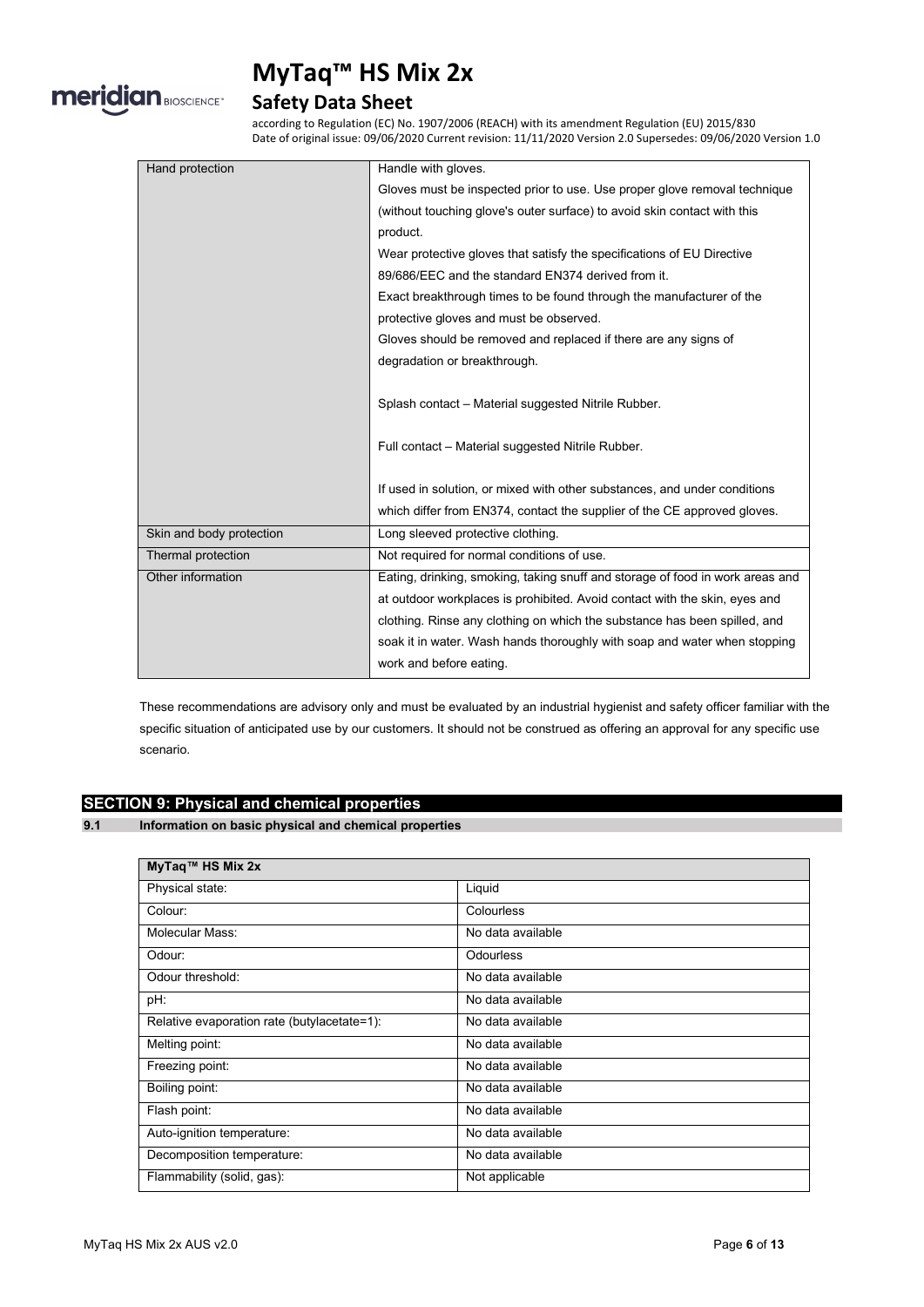| Hand protection | Handle with gloves.<br>Gloves must be inspected prior to use. Use proper glove removal technique (without touching glove's outer surface) to avoid skin contact with this product.<br>Wear protective gloves that satisfy the specifications of EU Directive 89/686/EEC and the standard EN374 derived from it.<br>Exact breakthrough times to be found through the manufacturer of the protective gloves and must be observed.<br>Gloves should be removed and replaced if there are any signs of degradation or breakthrough.<br><br>Splash contact – Material suggested Nitrile Rubber.<br><br>Full contact – Material suggested Nitrile Rubber.<br><br>If used in solution, or mixed with other substances, and under conditions which differ from EN374, contact the supplier of the CE approved gloves. |
|---|---|
| Skin and body protection | Long sleeved protective clothing. |
| Thermal protection | Not required for normal conditions of use. |
| Other information | Eating, drinking, smoking, taking snuff and storage of food in work areas and at outdoor workplaces is prohibited. Avoid contact with the skin, eyes and clothing. Rinse any clothing on which the substance has been spilled, and soak it in water. Wash hands thoroughly with soap and water when stopping work and before eating. |

These recommendations are advisory only and must be evaluated by an industrial hygienist and safety officer familiar with the specific situation of anticipated use by our customers. It should not be construed as offering an approval for any specific use scenario.

## SECTION 9: Physical and chemical properties

### 9.1 Information on basic physical and chemical properties

| MyTaq™ HS Mix 2x | |
|---|---|
| Physical state: | Liquid |
| Colour: | Colourless |
| Molecular Mass: | No data available |
| Odour: | Odourless |
| Odour threshold: | No data available |
| pH: | No data available |
| Relative evaporation rate (butylacetate=1): | No data available |
| Melting point: | No data available |
| Freezing point: | No data available |
| Boiling point: | No data available |
| Flash point: | No data available |
| Auto-ignition temperature: | No data available |
| Decomposition temperature: | No data available |
| Flammability (solid, gas): | Not applicable |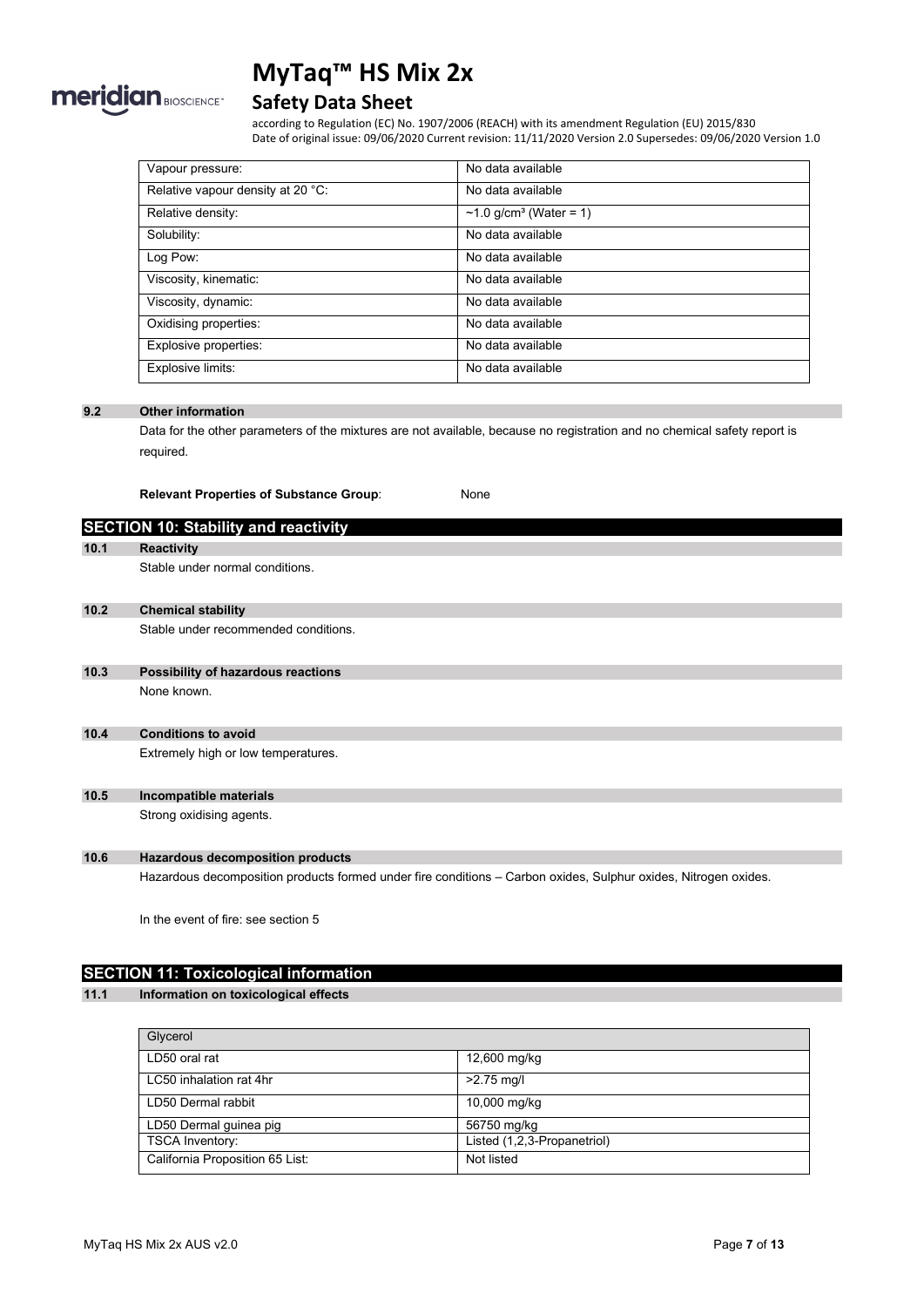| Vapour pressure: | No data available |
|---|---|
| Relative vapour density at 20 °C: | No data available |
| Relative density: | ~1.0 g/cm³ (Water = 1) |
| Solubility: | No data available |
| Log Pow: | No data available |
| Viscosity, kinematic: | No data available |
| Viscosity, dynamic: | No data available |
| Oxidising properties: | No data available |
| Explosive properties: | No data available |
| Explosive limits: | No data available |

### 9.2 Other information

Data for the other parameters of the mixtures are not available, because no registration and no chemical safety report is required.

**Relevant Properties of Substance Group**: None

## SECTION 10: Stability and reactivity

### 10.1 Reactivity

Stable under normal conditions.

### 10.2 Chemical stability

Stable under recommended conditions.

### 10.3 Possibility of hazardous reactions

None known.

### 10.4 Conditions to avoid

Extremely high or low temperatures.

### 10.5 Incompatible materials

Strong oxidising agents.

### 10.6 Hazardous decomposition products

Hazardous decomposition products formed under fire conditions – Carbon oxides, Sulphur oxides, Nitrogen oxides.

In the event of fire: see section 5

## SECTION 11: Toxicological information

### 11.1 Information on toxicological effects

| Glycerol | |
|---|---|
| LD50 oral rat | 12,600 mg/kg |
| LC50 inhalation rat 4hr | >2.75 mg/l |
| LD50 Dermal rabbit | 10,000 mg/kg |
| LD50 Dermal guinea pig | 56750 mg/kg |
| TSCA Inventory: | Listed (1,2,3-Propanetriol) |
| California Proposition 65 List: | Not listed |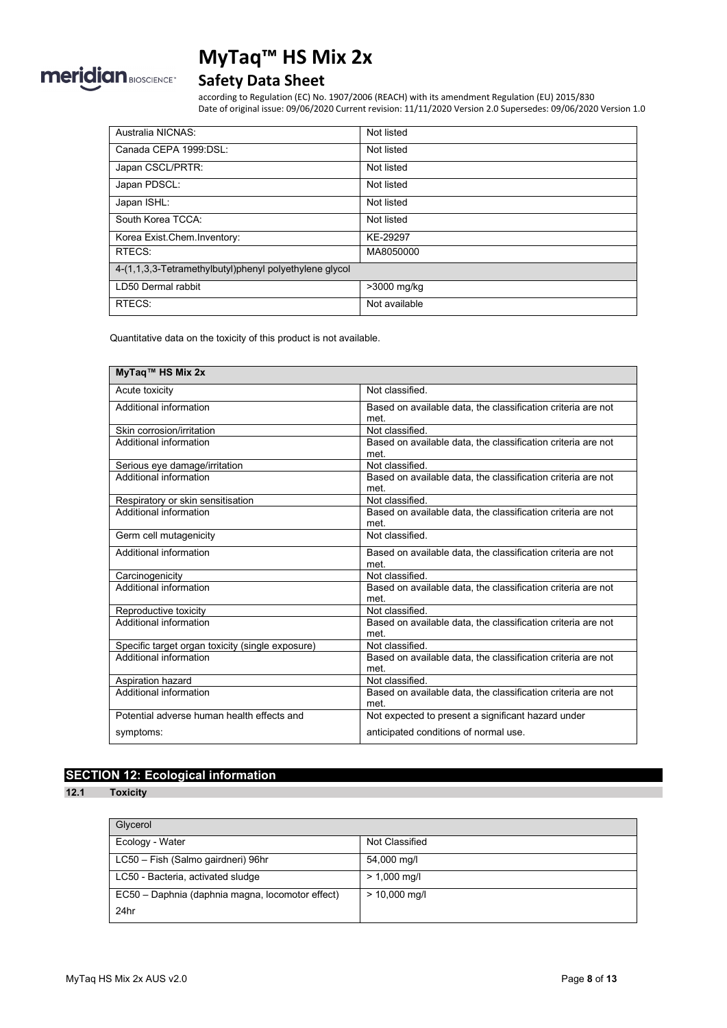| | |
|---|---|
| Australia NICNAS: | Not listed |
| Canada CEPA 1999:DSL: | Not listed |
| Japan CSCL/PRTR: | Not listed |
| Japan PDSCL: | Not listed |
| Japan ISHL: | Not listed |
| South Korea TCCA: | Not listed |
| Korea Exist.Chem.Inventory: | KE-29297 |
| RTECS: | MA8050000 |
| **4-(1,1,3,3-Tetramethylbutyl)phenyl polyethylene glycol** | |
| LD50 Dermal rabbit | >3000 mg/kg |
| RTECS: | Not available |

Quantitative data on the toxicity of this product is not available.

| MyTaq™ HS Mix 2x | |
|---|---|
| Acute toxicity | Not classified. |
| Additional information | Based on available data, the classification criteria are not met. |
| Skin corrosion/irritation | Not classified. |
| Additional information | Based on available data, the classification criteria are not met. |
| Serious eye damage/irritation | Not classified. |
| Additional information | Based on available data, the classification criteria are not met. |
| Respiratory or skin sensitisation | Not classified. |
| Additional information | Based on available data, the classification criteria are not met. |
| Germ cell mutagenicity | Not classified. |
| Additional information | Based on available data, the classification criteria are not met. |
| Carcinogenicity | Not classified. |
| Additional information | Based on available data, the classification criteria are not met. |
| Reproductive toxicity | Not classified. |
| Additional information | Based on available data, the classification criteria are not met. |
| Specific target organ toxicity (single exposure) | Not classified. |
| Additional information | Based on available data, the classification criteria are not met. |
| Aspiration hazard | Not classified. |
| Additional information | Based on available data, the classification criteria are not met. |
| Potential adverse human health effects and symptoms: | Not expected to present a significant hazard under anticipated conditions of normal use. |

## SECTION 12: Ecological information

### 12.1 Toxicity

| Glycerol | |
|---|---|
| Ecology - Water | Not Classified |
| LC50 – Fish (Salmo gairdneri) 96hr | 54,000 mg/l |
| LC50 - Bacteria, activated sludge | > 1,000 mg/l |
| EC50 – Daphnia (daphnia magna, locomotor effect) 24hr | > 10,000 mg/l |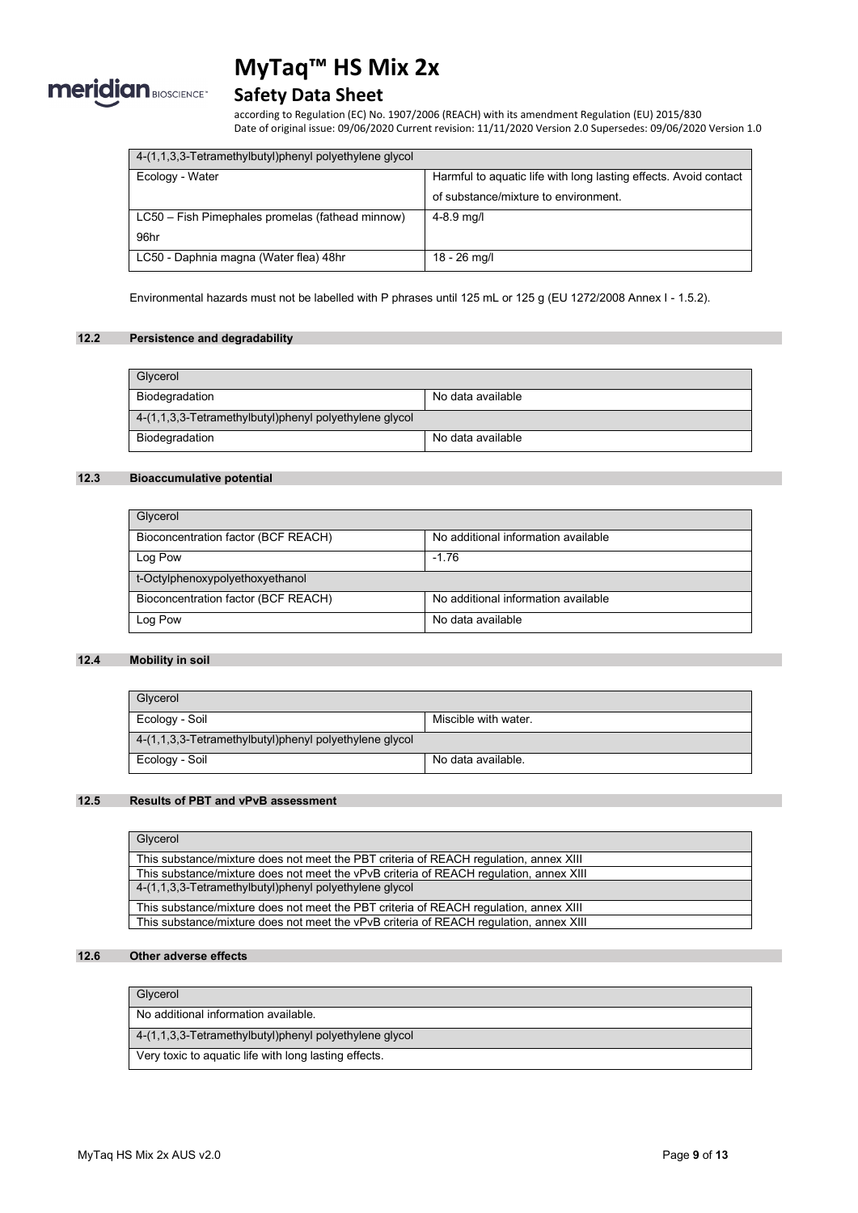| 4-(1,1,3,3-Tetramethylbutyl)phenyl polyethylene glycol | |
| --- | --- |
| Ecology - Water | Harmful to aquatic life with long lasting effects. Avoid contact of substance/mixture to environment. |
| LC50 – Fish Pimephales promelas (fathead minnow) 96hr | 4-8.9 mg/l |
| LC50 - Daphnia magna (Water flea) 48hr | 18 - 26 mg/l |

Environmental hazards must not be labelled with P phrases until 125 mL or 125 g (EU 1272/2008 Annex I - 1.5.2).

## 12.2 Persistence and degradability

| Glycerol | |
| --- | --- |
| Biodegradation | No data available |
| 4-(1,1,3,3-Tetramethylbutyl)phenyl polyethylene glycol | |
| Biodegradation | No data available |

## 12.3 Bioaccumulative potential

| Glycerol | |
| --- | --- |
| Bioconcentration factor (BCF REACH) | No additional information available |
| Log Pow | -1.76 |
| t-Octylphenoxypolyethoxyethanol | |
| Bioconcentration factor (BCF REACH) | No additional information available |
| Log Pow | No data available |

## 12.4 Mobility in soil

| Glycerol | |
| --- | --- |
| Ecology - Soil | Miscible with water. |
| 4-(1,1,3,3-Tetramethylbutyl)phenyl polyethylene glycol | |
| Ecology - Soil | No data available. |

## 12.5 Results of PBT and vPvB assessment

| Glycerol |
| --- |
| This substance/mixture does not meet the PBT criteria of REACH regulation, annex XIII |
| This substance/mixture does not meet the vPvB criteria of REACH regulation, annex XIII |
| 4-(1,1,3,3-Tetramethylbutyl)phenyl polyethylene glycol |
| This substance/mixture does not meet the PBT criteria of REACH regulation, annex XIII |
| This substance/mixture does not meet the vPvB criteria of REACH regulation, annex XIII |

## 12.6 Other adverse effects

| Glycerol |
| --- |
| No additional information available. |
| 4-(1,1,3,3-Tetramethylbutyl)phenyl polyethylene glycol |
| Very toxic to aquatic life with long lasting effects. |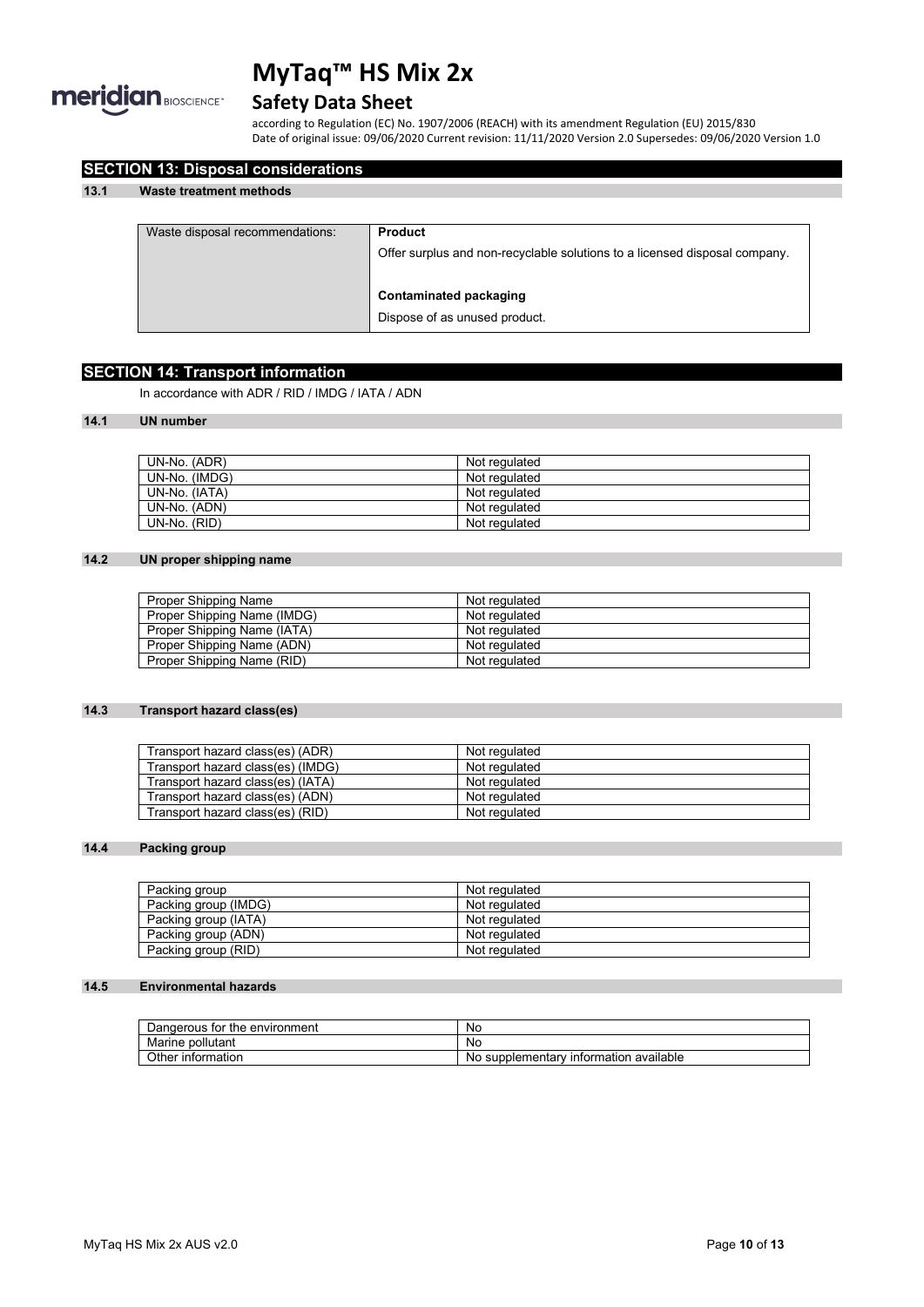## SECTION 13: Disposal considerations

### 13.1 Waste treatment methods

| Waste disposal recommendations: | **Product**<br>Offer surplus and non-recyclable solutions to a licensed disposal company.<br><br>**Contaminated packaging**<br>Dispose of as unused product. |
|---|---|

## SECTION 14: Transport information

In accordance with ADR / RID / IMDG / IATA / ADN

### 14.1 UN number

| | |
|---|---|
| UN-No. (ADR) | Not regulated |
| UN-No. (IMDG) | Not regulated |
| UN-No. (IATA) | Not regulated |
| UN-No. (ADN) | Not regulated |
| UN-No. (RID) | Not regulated |

### 14.2 UN proper shipping name

| | |
|---|---|
| Proper Shipping Name | Not regulated |
| Proper Shipping Name (IMDG) | Not regulated |
| Proper Shipping Name (IATA) | Not regulated |
| Proper Shipping Name (ADN) | Not regulated |
| Proper Shipping Name (RID) | Not regulated |

### 14.3 Transport hazard class(es)

| | |
|---|---|
| Transport hazard class(es) (ADR) | Not regulated |
| Transport hazard class(es) (IMDG) | Not regulated |
| Transport hazard class(es) (IATA) | Not regulated |
| Transport hazard class(es) (ADN) | Not regulated |
| Transport hazard class(es) (RID) | Not regulated |

### 14.4 Packing group

| | |
|---|---|
| Packing group | Not regulated |
| Packing group (IMDG) | Not regulated |
| Packing group (IATA) | Not regulated |
| Packing group (ADN) | Not regulated |
| Packing group (RID) | Not regulated |

### 14.5 Environmental hazards

| | |
|---|---|
| Dangerous for the environment | No |
| Marine pollutant | No |
| Other information | No supplementary information available |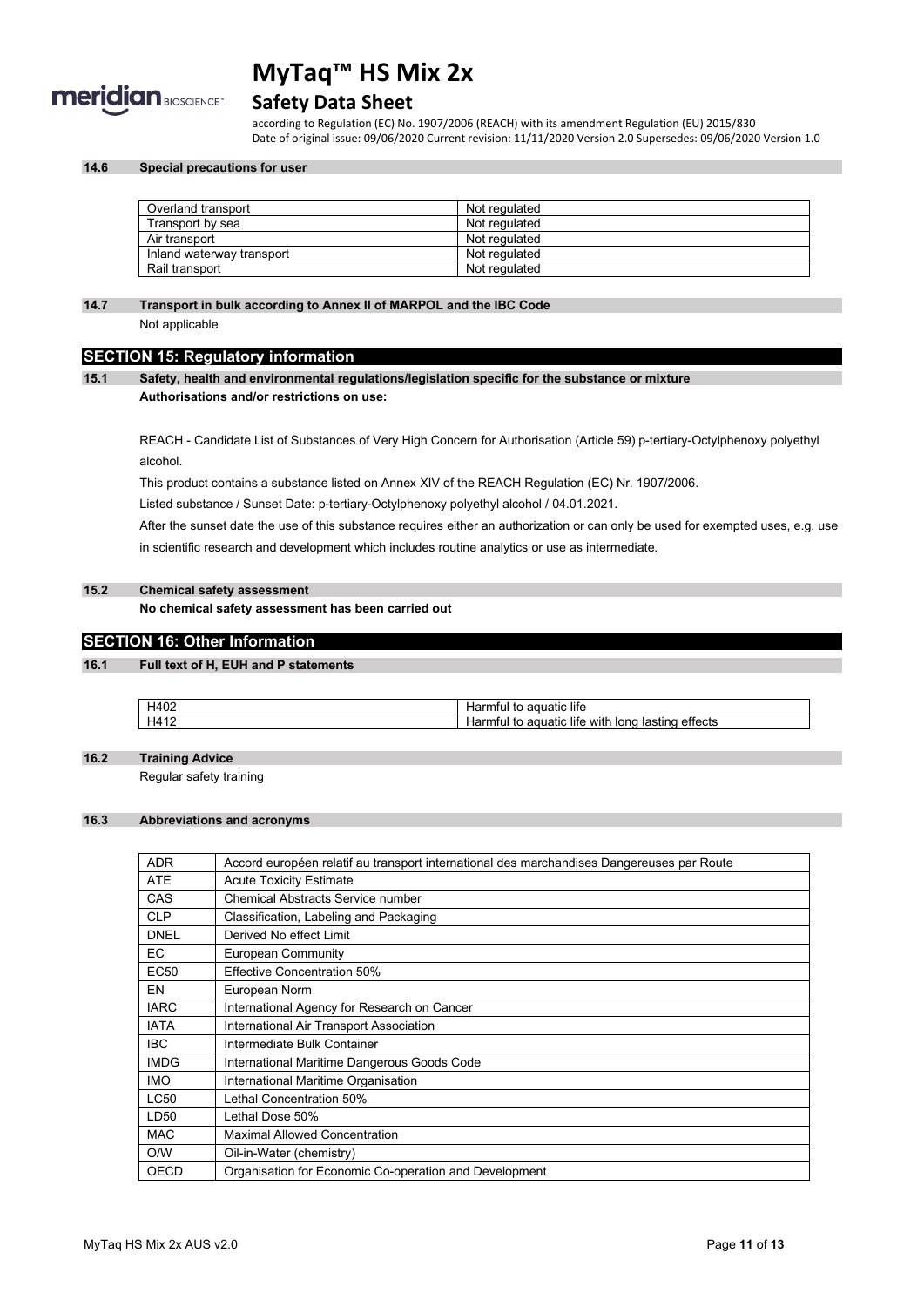#### 14.6 Special precautions for user

| | |
|---|---|
| Overland transport | Not regulated |
| Transport by sea | Not regulated |
| Air transport | Not regulated |
| Inland waterway transport | Not regulated |
| Rail transport | Not regulated |

#### 14.7 Transport in bulk according to Annex II of MARPOL and the IBC Code

Not applicable

## SECTION 15: Regulatory information

#### 15.1 Safety, health and environmental regulations/legislation specific for the substance or mixture

**Authorisations and/or restrictions on use:**

REACH - Candidate List of Substances of Very High Concern for Authorisation (Article 59) p-tertiary-Octylphenoxy polyethyl alcohol.

This product contains a substance listed on Annex XIV of the REACH Regulation (EC) Nr. 1907/2006.

Listed substance / Sunset Date: p-tertiary-Octylphenoxy polyethyl alcohol / 04.01.2021.

After the sunset date the use of this substance requires either an authorization or can only be used for exempted uses, e.g. use in scientific research and development which includes routine analytics or use as intermediate.

#### 15.2 Chemical safety assessment

**No chemical safety assessment has been carried out**

## SECTION 16: Other Information

#### 16.1 Full text of H, EUH and P statements

| | |
|---|---|
| H402 | Harmful to aquatic life |
| H412 | Harmful to aquatic life with long lasting effects |

#### 16.2 Training Advice

Regular safety training

#### 16.3 Abbreviations and acronyms

| | |
|---|---|
| ADR | Accord européen relatif au transport international des marchandises Dangereuses par Route |
| ATE | Acute Toxicity Estimate |
| CAS | Chemical Abstracts Service number |
| CLP | Classification, Labeling and Packaging |
| DNEL | Derived No effect Limit |
| EC | European Community |
| EC50 | Effective Concentration 50% |
| EN | European Norm |
| IARC | International Agency for Research on Cancer |
| IATA | International Air Transport Association |
| IBC | Intermediate Bulk Container |
| IMDG | International Maritime Dangerous Goods Code |
| IMO | International Maritime Organisation |
| LC50 | Lethal Concentration 50% |
| LD50 | Lethal Dose 50% |
| MAC | Maximal Allowed Concentration |
| O/W | Oil-in-Water (chemistry) |
| OECD | Organisation for Economic Co-operation and Development |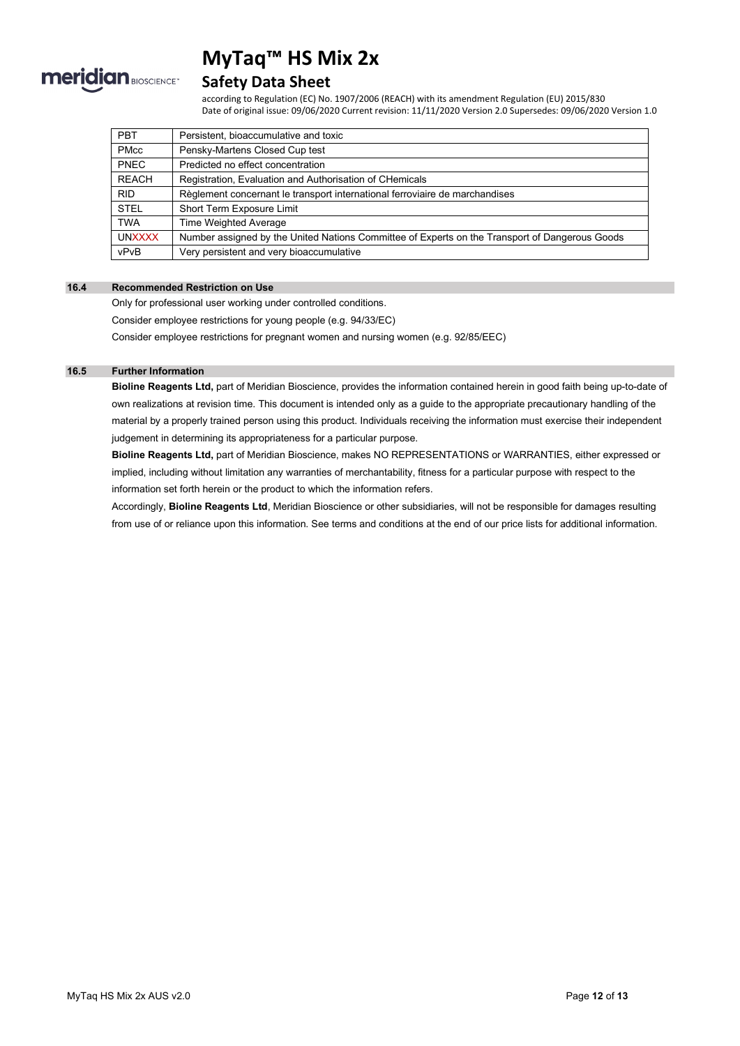| PBT | Persistent, bioaccumulative and toxic |
|---|---|
| PMcc | Pensky-Martens Closed Cup test |
| PNEC | Predicted no effect concentration |
| REACH | Registration, Evaluation and Authorisation of CHemicals |
| RID | Règlement concernant le transport international ferroviaire de marchandises |
| STEL | Short Term Exposure Limit |
| TWA | Time Weighted Average |
| UNXXXX | Number assigned by the United Nations Committee of Experts on the Transport of Dangerous Goods |
| vPvB | Very persistent and very bioaccumulative |

## 16.4 Recommended Restriction on Use

Only for professional user working under controlled conditions.

Consider employee restrictions for young people (e.g. 94/33/EC)

Consider employee restrictions for pregnant women and nursing women (e.g. 92/85/EEC)

## 16.5 Further Information

**Bioline Reagents Ltd,** part of Meridian Bioscience, provides the information contained herein in good faith being up-to-date of own realizations at revision time. This document is intended only as a guide to the appropriate precautionary handling of the material by a properly trained person using this product. Individuals receiving the information must exercise their independent judgement in determining its appropriateness for a particular purpose.

**Bioline Reagents Ltd,** part of Meridian Bioscience, makes NO REPRESENTATIONS or WARRANTIES, either expressed or implied, including without limitation any warranties of merchantability, fitness for a particular purpose with respect to the information set forth herein or the product to which the information refers.

Accordingly, **Bioline Reagents Ltd**, Meridian Bioscience or other subsidiaries, will not be responsible for damages resulting from use of or reliance upon this information. See terms and conditions at the end of our price lists for additional information.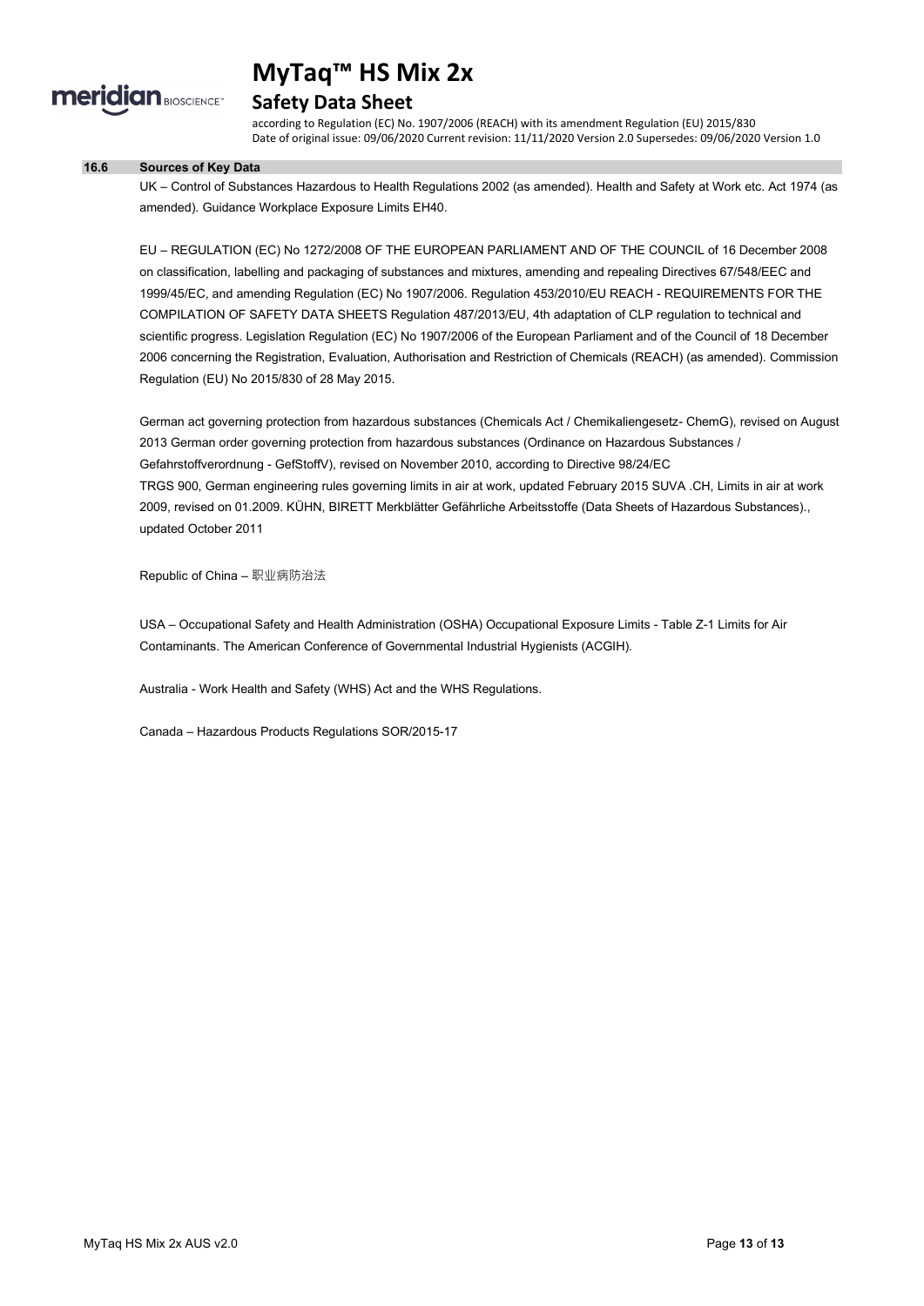### 16.6 Sources of Key Data

UK – Control of Substances Hazardous to Health Regulations 2002 (as amended). Health and Safety at Work etc. Act 1974 (as amended). Guidance Workplace Exposure Limits EH40.

EU – REGULATION (EC) No 1272/2008 OF THE EUROPEAN PARLIAMENT AND OF THE COUNCIL of 16 December 2008 on classification, labelling and packaging of substances and mixtures, amending and repealing Directives 67/548/EEC and 1999/45/EC, and amending Regulation (EC) No 1907/2006. Regulation 453/2010/EU REACH - REQUIREMENTS FOR THE COMPILATION OF SAFETY DATA SHEETS Regulation 487/2013/EU, 4th adaptation of CLP regulation to technical and scientific progress. Legislation Regulation (EC) No 1907/2006 of the European Parliament and of the Council of 18 December 2006 concerning the Registration, Evaluation, Authorisation and Restriction of Chemicals (REACH) (as amended). Commission Regulation (EU) No 2015/830 of 28 May 2015.

German act governing protection from hazardous substances (Chemicals Act / Chemikaliengesetz- ChemG), revised on August 2013 German order governing protection from hazardous substances (Ordinance on Hazardous Substances / Gefahrstoffverordnung - GefStoffV), revised on November 2010, according to Directive 98/24/EC
TRGS 900, German engineering rules governing limits in air at work, updated February 2015 SUVA .CH, Limits in air at work 2009, revised on 01.2009. KÜHN, BIRETT Merkblätter Gefährliche Arbeitsstoffe (Data Sheets of Hazardous Substances)., updated October 2011

Republic of China – 职业病防治法

USA – Occupational Safety and Health Administration (OSHA) Occupational Exposure Limits - Table Z-1 Limits for Air Contaminants. The American Conference of Governmental Industrial Hygienists (ACGIH).

Australia - Work Health and Safety (WHS) Act and the WHS Regulations.

Canada – Hazardous Products Regulations SOR/2015-17